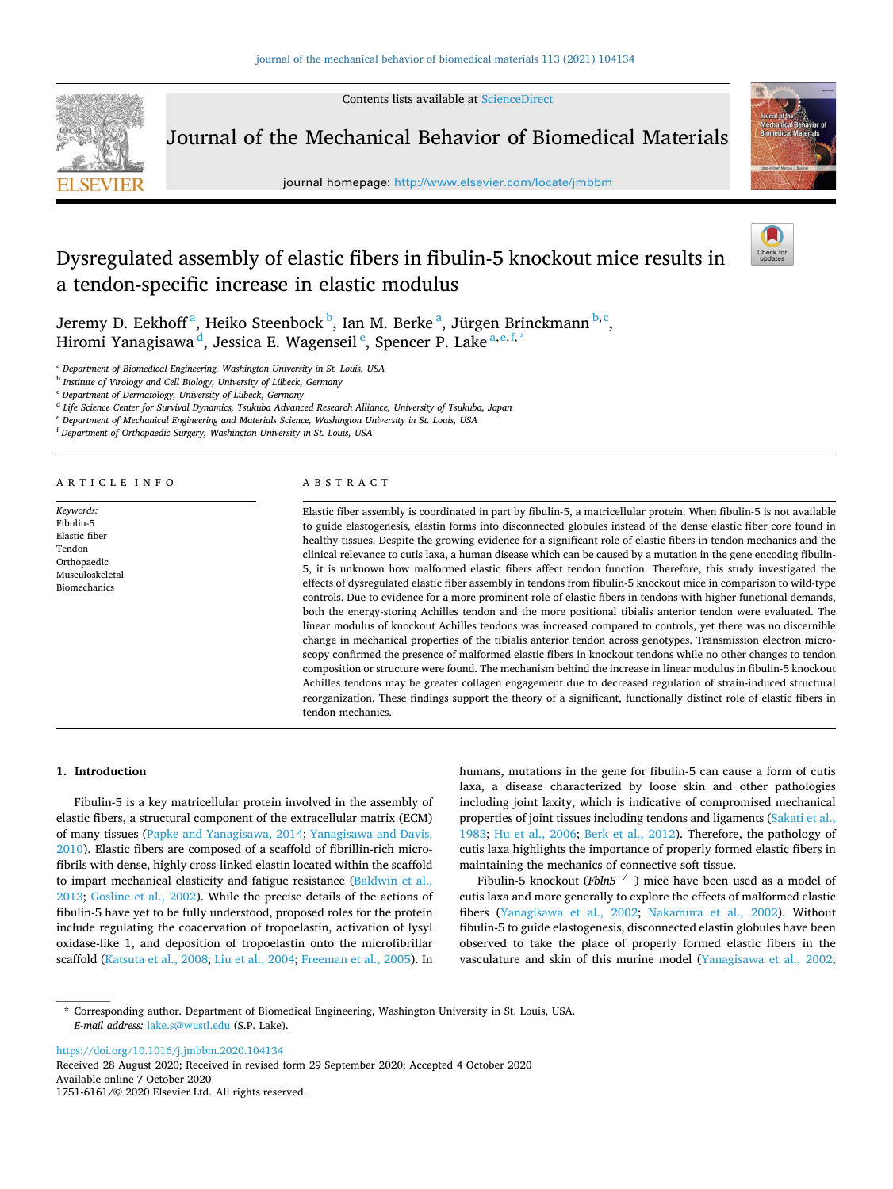# Dysregulated assembly of elastic fibers in fibulin-5 knockout mice results in a tendon-specific increase in elastic modulus

Jeremy D. Eekhoff [a], Heiko Steenbock [b], Ian M. Berke [a], Jürgen Brinckmann [b,c], Hiromi Yanagisawa [d], Jessica E. Wagenseil [e], Spencer P. Lake [a,e,f,*]

[a] Department of Biomedical Engineering, Washington University in St. Louis, USA
[b] Institute of Virology and Cell Biology, University of Lübeck, Germany
[c] Department of Dermatology, University of Lübeck, Germany
[d] Life Science Center for Survival Dynamics, Tsukuba Advanced Research Alliance, University of Tsukuba, Japan
[e] Department of Mechanical Engineering and Materials Science, Washington University in St. Louis, USA
[f] Department of Orthopaedic Surgery, Washington University in St. Louis, USA

## ARTICLE INFO

*Keywords:*
Fibulin-5
Elastic fiber
Tendon
Orthopaedic
Musculoskeletal
Biomechanics

## ABSTRACT

Elastic fiber assembly is coordinated in part by fibulin-5, a matricellular protein. When fibulin-5 is not available to guide elastogenesis, elastin forms into disconnected globules instead of the dense elastic fiber core found in healthy tissues. Despite the growing evidence for a significant role of elastic fibers in tendon mechanics and the clinical relevance to cutis laxa, a human disease which can be caused by a mutation in the gene encoding fibulin-5, it is unknown how malformed elastic fibers affect tendon function. Therefore, this study investigated the effects of dysregulated elastic fiber assembly in tendons from fibulin-5 knockout mice in comparison to wild-type controls. Due to evidence for a more prominent role of elastic fibers in tendons with higher functional demands, both the energy-storing Achilles tendon and the more positional tibialis anterior tendon were evaluated. The linear modulus of knockout Achilles tendons was increased compared to controls, yet there was no discernible change in mechanical properties of the tibialis anterior tendon across genotypes. Transmission electron microscopy confirmed the presence of malformed elastic fibers in knockout tendons while no other changes to tendon composition or structure were found. The mechanism behind the increase in linear modulus in fibulin-5 knockout Achilles tendons may be greater collagen engagement due to decreased regulation of strain-induced structural reorganization. These findings support the theory of a significant, functionally distinct role of elastic fibers in tendon mechanics.

## 1. Introduction

Fibulin-5 is a key matricellular protein involved in the assembly of elastic fibers, a structural component of the extracellular matrix (ECM) of many tissues (Papke and Yanagisawa, 2014; Yanagisawa and Davis, 2010). Elastic fibers are composed of a scaffold of fibrillin-rich microfibrils with dense, highly cross-linked elastin located within the scaffold to impart mechanical elasticity and fatigue resistance (Baldwin et al., 2013; Gosline et al., 2002). While the precise details of the actions of fibulin-5 have yet to be fully understood, proposed roles for the protein include regulating the coacervation of tropoelastin, activation of lysyl oxidase-like 1, and deposition of tropoelastin onto the microfibrillar scaffold (Katsuta et al., 2008; Liu et al., 2004; Freeman et al., 2005). In humans, mutations in the gene for fibulin-5 can cause a form of cutis laxa, a disease characterized by loose skin and other pathologies including joint laxity, which is indicative of compromised mechanical properties of joint tissues including tendons and ligaments (Sakati et al., 1983; Hu et al., 2006; Berk et al., 2012). Therefore, the pathology of cutis laxa highlights the importance of properly formed elastic fibers in maintaining the mechanics of connective soft tissue.

Fibulin-5 knockout ($Fbln5^{-/-}$) mice have been used as a model of cutis laxa and more generally to explore the effects of malformed elastic fibers (Yanagisawa et al., 2002; Nakamura et al., 2002). Without fibulin-5 to guide elastogenesis, disconnected elastin globules have been observed to take the place of properly formed elastic fibers in the vasculature and skin of this murine model (Yanagisawa et al., 2002;

\* Corresponding author. Department of Biomedical Engineering, Washington University in St. Louis, USA.
*E-mail address:* lake.s@wustl.edu (S.P. Lake).

https://doi.org/10.1016/j.jmbbm.2020.104134
Received 28 August 2020; Received in revised form 29 September 2020; Accepted 4 October 2020
Available online 7 October 2020
1751-6161/© 2020 Elsevier Ltd. All rights reserved.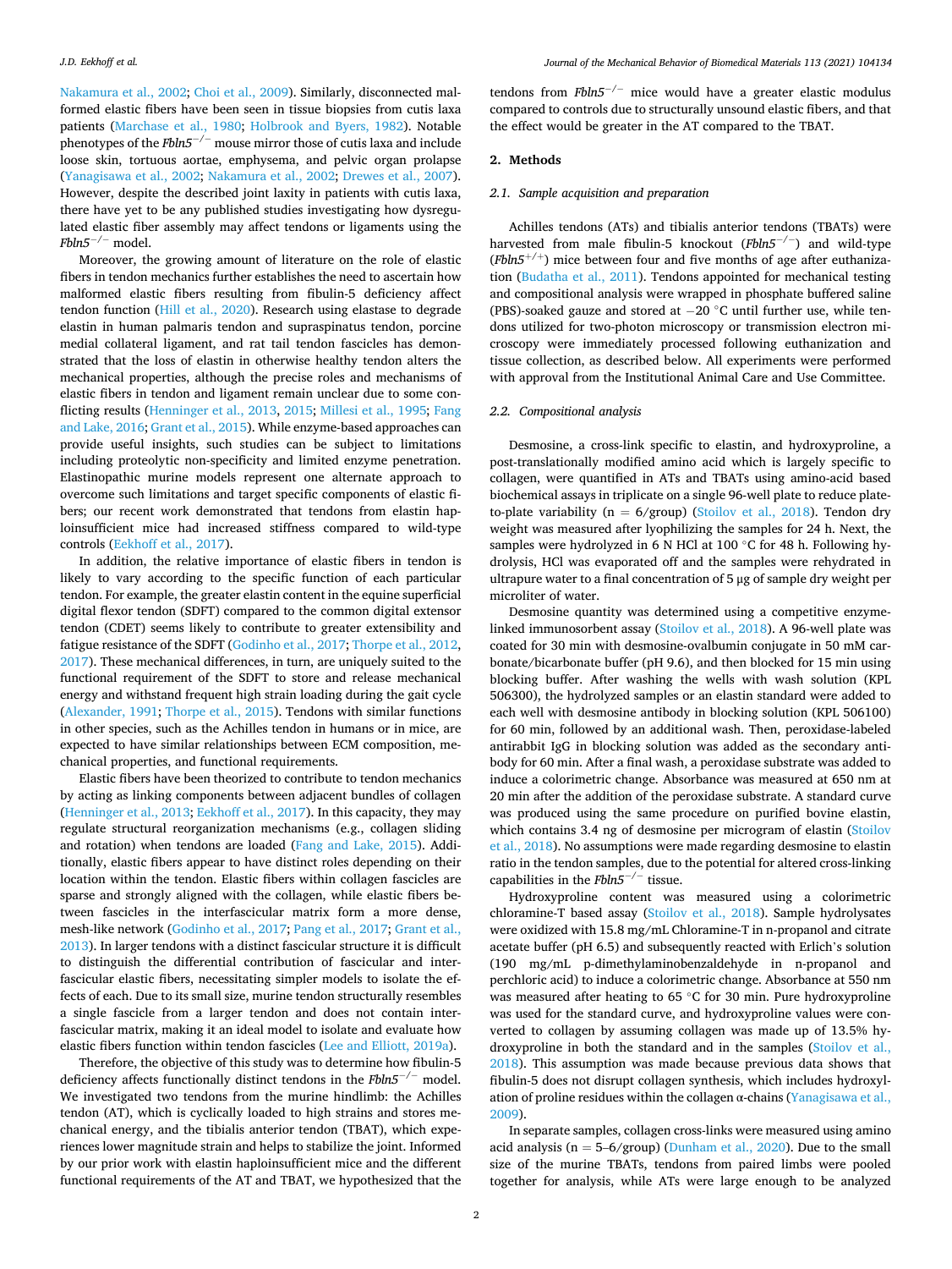Nakamura et al., 2002; Choi et al., 2009). Similarly, disconnected malformed elastic fibers have been seen in tissue biopsies from cutis laxa patients (Marchase et al., 1980; Holbrook and Byers, 1982). Notable phenotypes of the *Fbln5*$^{-/-}$ mouse mirror those of cutis laxa and include loose skin, tortuous aortae, emphysema, and pelvic organ prolapse (Yanagisawa et al., 2002; Nakamura et al., 2002; Drewes et al., 2007). However, despite the described joint laxity in patients with cutis laxa, there have yet to be any published studies investigating how dysregulated elastic fiber assembly may affect tendons or ligaments using the *Fbln5*$^{-/-}$ model.

Moreover, the growing amount of literature on the role of elastic fibers in tendon mechanics further establishes the need to ascertain how malformed elastic fibers resulting from fibulin-5 deficiency affect tendon function (Hill et al., 2020). Research using elastase to degrade elastin in human palmaris tendon and supraspinatus tendon, porcine medial collateral ligament, and rat tail tendon fascicles has demonstrated that the loss of elastin in otherwise healthy tendon alters the mechanical properties, although the precise roles and mechanisms of elastic fibers in tendon and ligament remain unclear due to some conflicting results (Henninger et al., 2013, 2015; Millesi et al., 1995; Fang and Lake, 2016; Grant et al., 2015). While enzyme-based approaches can provide useful insights, such studies can be subject to limitations including proteolytic non-specificity and limited enzyme penetration. Elastinopathic murine models represent one alternate approach to overcome such limitations and target specific components of elastic fibers; our recent work demonstrated that tendons from elastin haploinsufficient mice had increased stiffness compared to wild-type controls (Eekhoff et al., 2017).

In addition, the relative importance of elastic fibers in tendon is likely to vary according to the specific function of each particular tendon. For example, the greater elastin content in the equine superficial digital flexor tendon (SDFT) compared to the common digital extensor tendon (CDET) seems likely to contribute to greater extensibility and fatigue resistance of the SDFT (Godinho et al., 2017; Thorpe et al., 2012, 2017). These mechanical differences, in turn, are uniquely suited to the functional requirement of the SDFT to store and release mechanical energy and withstand frequent high strain loading during the gait cycle (Alexander, 1991; Thorpe et al., 2015). Tendons with similar functions in other species, such as the Achilles tendon in humans or in mice, are expected to have similar relationships between ECM composition, mechanical properties, and functional requirements.

Elastic fibers have been theorized to contribute to tendon mechanics by acting as linking components between adjacent bundles of collagen (Henninger et al., 2013; Eekhoff et al., 2017). In this capacity, they may regulate structural reorganization mechanisms (e.g., collagen sliding and rotation) when tendons are loaded (Fang and Lake, 2015). Additionally, elastic fibers appear to have distinct roles depending on their location within the tendon. Elastic fibers within collagen fascicles are sparse and strongly aligned with the collagen, while elastic fibers between fascicles in the interfascicular matrix form a more dense, mesh-like network (Godinho et al., 2017; Pang et al., 2017; Grant et al., 2013). In larger tendons with a distinct fascicular structure it is difficult to distinguish the differential contribution of fascicular and interfascicular elastic fibers, necessitating simpler models to isolate the effects of each. Due to its small size, murine tendon structurally resembles a single fascicle from a larger tendon and does not contain interfascicular matrix, making it an ideal model to isolate and evaluate how elastic fibers function within tendon fascicles (Lee and Elliott, 2019a).

Therefore, the objective of this study was to determine how fibulin-5 deficiency affects functionally distinct tendons in the *Fbln5*$^{-/-}$ model. We investigated two tendons from the murine hindlimb: the Achilles tendon (AT), which is cyclically loaded to high strains and stores mechanical energy, and the tibialis anterior tendon (TBAT), which experiences lower magnitude strain and helps to stabilize the joint. Informed by our prior work with elastin haploinsufficient mice and the different functional requirements of the AT and TBAT, we hypothesized that the tendons from *Fbln5*$^{-/-}$ mice would have a greater elastic modulus compared to controls due to structurally unsound elastic fibers, and that the effect would be greater in the AT compared to the TBAT.

## 2. Methods

### 2.1. Sample acquisition and preparation

Achilles tendons (ATs) and tibialis anterior tendons (TBATs) were harvested from male fibulin-5 knockout (*Fbln5*$^{-/-}$) and wild-type (*Fbln5*$^{+/+}$) mice between four and five months of age after euthanization (Budatha et al., 2011). Tendons appointed for mechanical testing and compositional analysis were wrapped in phosphate buffered saline (PBS)-soaked gauze and stored at −20 °C until further use, while tendons utilized for two-photon microscopy or transmission electron microscopy were immediately processed following euthanization and tissue collection, as described below. All experiments were performed with approval from the Institutional Animal Care and Use Committee.

### 2.2. Compositional analysis

Desmosine, a cross-link specific to elastin, and hydroxyproline, a post-translationally modified amino acid which is largely specific to collagen, were quantified in ATs and TBATs using amino-acid based biochemical assays in triplicate on a single 96-well plate to reduce plate-to-plate variability ($n = 6$/group) (Stoilov et al., 2018). Tendon dry weight was measured after lyophilizing the samples for 24 h. Next, the samples were hydrolyzed in 6 N HCl at 100 °C for 48 h. Following hydrolysis, HCl was evaporated off and the samples were rehydrated in ultrapure water to a final concentration of 5 μg of sample dry weight per microliter of water.

Desmosine quantity was determined using a competitive enzyme-linked immunosorbent assay (Stoilov et al., 2018). A 96-well plate was coated for 30 min with desmosine-ovalbumin conjugate in 50 mM carbonate/bicarbonate buffer (pH 9.6), and then blocked for 15 min using blocking buffer. After washing the wells with wash solution (KPL 506300), the hydrolyzed samples or an elastin standard were added to each well with desmosine antibody in blocking solution (KPL 506100) for 60 min, followed by an additional wash. Then, peroxidase-labeled antirabbit IgG in blocking solution was added as the secondary antibody for 60 min. After a final wash, a peroxidase substrate was added to induce a colorimetric change. Absorbance was measured at 650 nm at 20 min after the addition of the peroxidase substrate. A standard curve was produced using the same procedure on purified bovine elastin, which contains 3.4 ng of desmosine per microgram of elastin (Stoilov et al., 2018). No assumptions were made regarding desmosine to elastin ratio in the tendon samples, due to the potential for altered cross-linking capabilities in the *Fbln5*$^{-/-}$ tissue.

Hydroxyproline content was measured using a colorimetric chloramine-T based assay (Stoilov et al., 2018). Sample hydrolysates were oxidized with 15.8 mg/mL Chloramine-T in n-propanol and citrate acetate buffer (pH 6.5) and subsequently reacted with Erlich's solution (190 mg/mL p-dimethylaminobenzaldehyde in n-propanol and perchloric acid) to induce a colorimetric change. Absorbance at 550 nm was measured after heating to 65 °C for 30 min. Pure hydroxyproline was used for the standard curve, and hydroxyproline values were converted to collagen by assuming collagen was made up of 13.5% hydroxyproline in both the standard and in the samples (Stoilov et al., 2018). This assumption was made because previous data shows that fibulin-5 does not disrupt collagen synthesis, which includes hydroxylation of proline residues within the collagen α-chains (Yanagisawa et al., 2009).

In separate samples, collagen cross-links were measured using amino acid analysis ($n = 5$–$6$/group) (Dunham et al., 2020). Due to the small size of the murine TBATs, tendons from paired limbs were pooled together for analysis, while ATs were large enough to be analyzed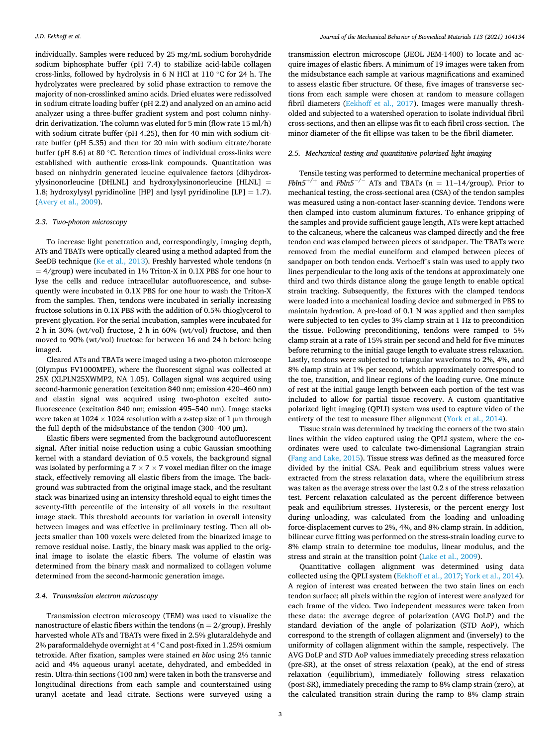individually. Samples were reduced by 25 mg/mL sodium borohydride sodium biphosphate buffer (pH 7.4) to stabilize acid-labile collagen cross-links, followed by hydrolysis in 6 N HCl at 110 °C for 24 h. The hydrolyzates were precleared by solid phase extraction to remove the majority of non-crosslinked amino acids. Dried eluates were redissolved in sodium citrate loading buffer (pH 2.2) and analyzed on an amino acid analyzer using a three-buffer gradient system and post column ninhydrin derivatization. The column was eluted for 5 min (flow rate 15 ml/h) with sodium citrate buffer (pH 4.25), then for 40 min with sodium citrate buffer (pH 5.35) and then for 20 min with sodium citrate/borate buffer (pH 8.6) at 80 °C. Retention times of individual cross-links were established with authentic cross-link compounds. Quantitation was based on ninhydrin generated leucine equivalence factors (dihydroxylysinonorleucine [DHLNL] and hydroxylysinonorleucine [HLNL] = 1.8; hydroxylysyl pyridinoline [HP] and lysyl pyridinoline [LP] = 1.7). (Avery et al., 2009).

### 2.3. Two-photon microscopy

To increase light penetration and, correspondingly, imaging depth, ATs and TBATs were optically cleared using a method adapted from the SeeDB technique (Ke et al., 2013). Freshly harvested whole tendons (n = 4/group) were incubated in 1% Triton-X in 0.1X PBS for one hour to lyse the cells and reduce intracellular autofluorescence, and subsequently were incubated in 0.1X PBS for one hour to wash the Triton-X from the samples. Then, tendons were incubated in serially increasing fructose solutions in 0.1X PBS with the addition of 0.5% thioglycerol to prevent glycation. For the serial incubation, samples were incubated for 2 h in 30% (wt/vol) fructose, 2 h in 60% (wt/vol) fructose, and then moved to 90% (wt/vol) fructose for between 16 and 24 h before being imaged.

Cleared ATs and TBATs were imaged using a two-photon microscope (Olympus FV1000MPE), where the fluorescent signal was collected at 25X (XLPLN25XWMP2, NA 1.05). Collagen signal was acquired using second-harmonic generation (excitation 840 nm; emission 420–460 nm) and elastin signal was acquired using two-photon excited autofluorescence (excitation 840 nm; emission 495–540 nm). Image stacks were taken at 1024 × 1024 resolution with a z-step size of 1 μm through the full depth of the midsubstance of the tendon (300–400 μm).

Elastic fibers were segmented from the background autofluorescent signal. After initial noise reduction using a cubic Gaussian smoothing kernel with a standard deviation of 0.5 voxels, the background signal was isolated by performing a 7 × 7 × 7 voxel median filter on the image stack, effectively removing all elastic fibers from the image. The background was subtracted from the original image stack, and the resultant stack was binarized using an intensity threshold equal to eight times the seventy-fifth percentile of the intensity of all voxels in the resultant image stack. This threshold accounts for variation in overall intensity between images and was effective in preliminary testing. Then all objects smaller than 100 voxels were deleted from the binarized image to remove residual noise. Lastly, the binary mask was applied to the original image to isolate the elastic fibers. The volume of elastin was determined from the binary mask and normalized to collagen volume determined from the second-harmonic generation image.

### 2.4. Transmission electron microscopy

Transmission electron microscopy (TEM) was used to visualize the nanostructure of elastic fibers within the tendons (n = 2/group). Freshly harvested whole ATs and TBATs were fixed in 2.5% glutaraldehyde and 2% paraformaldehyde overnight at 4 °C and post-fixed in 1.25% osmium tetroxide. After fixation, samples were stained *en bloc* using 2% tannic acid and 4% aqueous uranyl acetate, dehydrated, and embedded in resin. Ultra-thin sections (100 nm) were taken in both the transverse and longitudinal directions from each sample and counterstained using uranyl acetate and lead citrate. Sections were surveyed using a transmission electron microscope (JEOL JEM-1400) to locate and acquire images of elastic fibers. A minimum of 19 images were taken from the midsubstance each sample at various magnifications and examined to assess elastic fiber structure. Of these, five images of transverse sections from each sample were chosen at random to measure collagen fibril diameters (Eekhoff et al., 2017). Images were manually thresholded and subjected to a watershed operation to isolate individual fibril cross-sections, and then an ellipse was fit to each fibril cross-section. The minor diameter of the fit ellipse was taken to be the fibril diameter.

### 2.5. Mechanical testing and quantitative polarized light imaging

Tensile testing was performed to determine mechanical properties of *Fbln5*$^{+/+}$ and *Fbln5*$^{-/-}$ ATs and TBATs (n = 11–14/group). Prior to mechanical testing, the cross-sectional area (CSA) of the tendon samples was measured using a non-contact laser-scanning device. Tendons were then clamped into custom aluminum fixtures. To enhance gripping of the samples and provide sufficient gauge length, ATs were kept attached to the calcaneus, where the calcaneus was clamped directly and the free tendon end was clamped between pieces of sandpaper. The TBATs were removed from the medial cuneiform and clamped between pieces of sandpaper on both tendon ends. Verhoeff's stain was used to apply two lines perpendicular to the long axis of the tendons at approximately one third and two thirds distance along the gauge length to enable optical strain tracking. Subsequently, the fixtures with the clamped tendons were loaded into a mechanical loading device and submerged in PBS to maintain hydration. A pre-load of 0.1 N was applied and then samples were subjected to ten cycles to 3% clamp strain at 1 Hz to precondition the tissue. Following preconditioning, tendons were ramped to 5% clamp strain at a rate of 15% strain per second and held for five minutes before returning to the initial gauge length to evaluate stress relaxation. Lastly, tendons were subjected to triangular waveforms to 2%, 4%, and 8% clamp strain at 1% per second, which approximately correspond to the toe, transition, and linear regions of the loading curve. One minute of rest at the initial gauge length between each portion of the test was included to allow for partial tissue recovery. A custom quantitative polarized light imaging (QPLI) system was used to capture video of the entirety of the test to measure fiber alignment (York et al., 2014).

Tissue strain was determined by tracking the corners of the two stain lines within the video captured using the QPLI system, where the coordinates were used to calculate two-dimensional Lagrangian strain (Fang and Lake, 2015). Tissue stress was defined as the measured force divided by the initial CSA. Peak and equilibrium stress values were extracted from the stress relaxation data, where the equilibrium stress was taken as the average stress over the last 0.2 s of the stress relaxation test. Percent relaxation calculated as the percent difference between peak and equilibrium stresses. Hysteresis, or the percent energy lost during loading and unloading, was calculated from the loading and unloading force-displacement curves to 2%, 4%, and 8% clamp strain. In addition, bilinear curve fitting was performed on the stress-strain loading curve to 8% clamp strain to determine toe modulus, linear modulus, and the stress and strain at the transition point (Lake et al., 2009).

Quantitative collagen alignment was determined using data collected using the QPLI system (Eekhoff et al., 2017; York et al., 2014). A region of interest was created between the two stain lines on each tendon surface; all pixels within the region of interest were analyzed for each frame of the video. Two independent measures were taken from these data: the average degree of polarization (AVG DoLP) and the standard deviation of the angle of polarization (STD AoP), which correspond to the strength of collagen alignment and (inversely) to the uniformity of collagen alignment within the sample, respectively. The AVG DoLP and STD AoP values immediately preceding stress relaxation (pre-SR), at the onset of stress relaxation (peak), at the end of stress relaxation (equilibrium), immediately following stress relaxation (post-SR), immediately preceding the ramp to 8% clamp strain (zero), at the calculated transition strain during the ramp to 8% clamp strain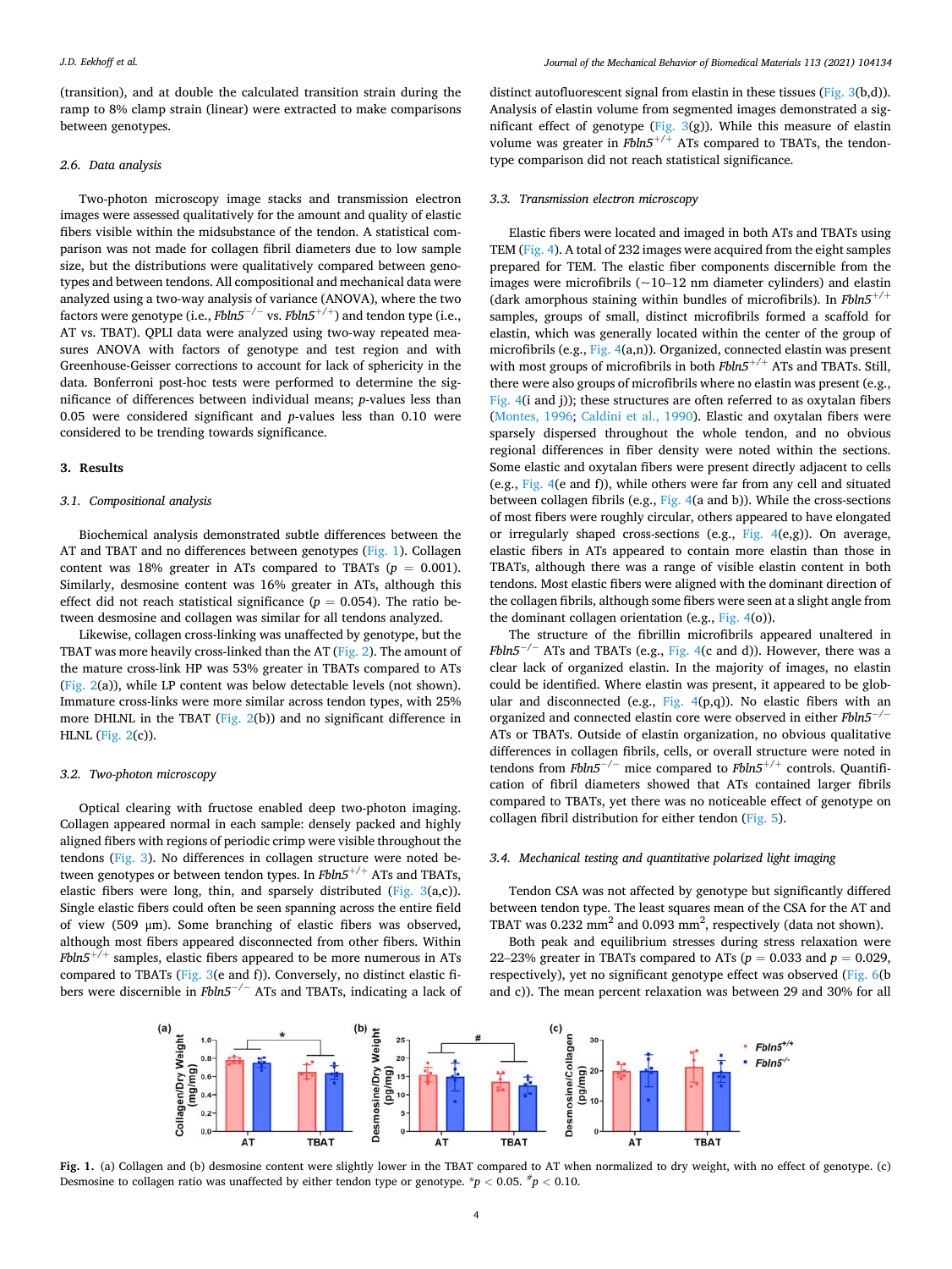(transition), and at double the calculated transition strain during the ramp to 8% clamp strain (linear) were extracted to make comparisons between genotypes.

### 2.6. Data analysis

Two-photon microscopy image stacks and transmission electron images were assessed qualitatively for the amount and quality of elastic fibers visible within the midsubstance of the tendon. A statistical comparison was not made for collagen fibril diameters due to low sample size, but the distributions were qualitatively compared between genotypes and between tendons. All compositional and mechanical data were analyzed using a two-way analysis of variance (ANOVA), where the two factors were genotype (i.e., *Fbln5*$^{-/-}$ vs. *Fbln5*$^{+/+}$) and tendon type (i.e., AT vs. TBAT). QPLI data were analyzed using two-way repeated measures ANOVA with factors of genotype and test region and with Greenhouse-Geisser corrections to account for lack of sphericity in the data. Bonferroni post-hoc tests were performed to determine the significance of differences between individual means; *p*-values less than 0.05 were considered significant and *p*-values less than 0.10 were considered to be trending towards significance.

## 3. Results

### 3.1. Compositional analysis

Biochemical analysis demonstrated subtle differences between the AT and TBAT and no differences between genotypes (Fig. 1). Collagen content was 18% greater in ATs compared to TBATs ($p$ = 0.001). Similarly, desmosine content was 16% greater in ATs, although this effect did not reach statistical significance ($p$ = 0.054). The ratio between desmosine and collagen was similar for all tendons analyzed.

Likewise, collagen cross-linking was unaffected by genotype, but the TBAT was more heavily cross-linked than the AT (Fig. 2). The amount of the mature cross-link HP was 53% greater in TBATs compared to ATs (Fig. 2(a)), while LP content was below detectable levels (not shown). Immature cross-links were more similar across tendon types, with 25% more DHLNL in the TBAT (Fig. 2(b)) and no significant difference in HLNL (Fig. 2(c)).

### 3.2. Two-photon microscopy

Optical clearing with fructose enabled deep two-photon imaging. Collagen appeared normal in each sample: densely packed and highly aligned fibers with regions of periodic crimp were visible throughout the tendons (Fig. 3). No differences in collagen structure were noted between genotypes or between tendon types. In *Fbln5*$^{+/+}$ ATs and TBATs, elastic fibers were long, thin, and sparsely distributed (Fig. 3(a,c)). Single elastic fibers could often be seen spanning across the entire field of view (509 μm). Some branching of elastic fibers was observed, although most fibers appeared disconnected from other fibers. Within *Fbln5*$^{+/+}$ samples, elastic fibers appeared to be more numerous in ATs compared to TBATs (Fig. 3(e and f)). Conversely, no distinct elastic fibers were discernible in *Fbln5*$^{-/-}$ ATs and TBATs, indicating a lack of distinct autofluorescent signal from elastin in these tissues (Fig. 3(b,d)). Analysis of elastin volume from segmented images demonstrated a significant effect of genotype (Fig. 3(g)). While this measure of elastin volume was greater in *Fbln5*$^{+/+}$ ATs compared to TBATs, the tendon-type comparison did not reach statistical significance.

### 3.3. Transmission electron microscopy

Elastic fibers were located and imaged in both ATs and TBATs using TEM (Fig. 4). A total of 232 images were acquired from the eight samples prepared for TEM. The elastic fiber components discernible from the images were microfibrils (~10–12 nm diameter cylinders) and elastin (dark amorphous staining within bundles of microfibrils). In *Fbln5*$^{+/+}$ samples, groups of small, distinct microfibrils formed a scaffold for elastin, which was generally located within the center of the group of microfibrils (e.g., Fig. 4(a,n)). Organized, connected elastin was present with most groups of microfibrils in both *Fbln5*$^{+/+}$ ATs and TBATs. Still, there were also groups of microfibrils where no elastin was present (e.g., Fig. 4(i and j)); these structures are often referred to as oxytalan fibers (Montes, 1996; Caldini et al., 1990). Elastic and oxytalan fibers were sparsely dispersed throughout the whole tendon, and no obvious regional differences in fiber density were noted within the sections. Some elastic and oxytalan fibers were present directly adjacent to cells (e.g., Fig. 4(e and f)), while others were far from any cell and situated between collagen fibrils (e.g., Fig. 4(a and b)). While the cross-sections of most fibers were roughly circular, others appeared to have elongated or irregularly shaped cross-sections (e.g., Fig. 4(e,g)). On average, elastic fibers in ATs appeared to contain more elastin than those in TBATs, although there was a range of visible elastin content in both tendons. Most elastic fibers were aligned with the dominant direction of the collagen fibrils, although some fibers were seen at a slight angle from the dominant collagen orientation (e.g., Fig. 4(o)).

The structure of the fibrillin microfibrils appeared unaltered in *Fbln5*$^{-/-}$ ATs and TBATs (e.g., Fig. 4(c and d)). However, there was a clear lack of organized elastin. In the majority of images, no elastin could be identified. Where elastin was present, it appeared to be globular and disconnected (e.g., Fig. 4(p,q)). No elastic fibers with an organized and connected elastin core were observed in either *Fbln5*$^{-/-}$ ATs or TBATs. Outside of elastin organization, no obvious qualitative differences in collagen fibrils, cells, or overall structure were noted in tendons from *Fbln5*$^{-/-}$ mice compared to *Fbln5*$^{+/+}$ controls. Quantification of fibril diameters showed that ATs contained larger fibrils compared to TBATs, yet there was no noticeable effect of genotype on collagen fibril distribution for either tendon (Fig. 5).

### 3.4. Mechanical testing and quantitative polarized light imaging

Tendon CSA was not affected by genotype but significantly differed between tendon type. The least squares mean of the CSA for the AT and TBAT was 0.232 mm$^2$ and 0.093 mm$^2$, respectively (data not shown).

Both peak and equilibrium stresses during stress relaxation were 22–23% greater in TBATs compared to ATs ($p$ = 0.033 and $p$ = 0.029, respectively), yet no significant genotype effect was observed (Fig. 6(b and c)). The mean percent relaxation was between 29 and 30% for all

**Fig. 1.** (a) Collagen and (b) desmosine content were slightly lower in the TBAT compared to AT when normalized to dry weight, with no effect of genotype. (c) Desmosine to collagen ratio was unaffected by either tendon type or genotype. *$p$ < 0.05. #$p$ < 0.10.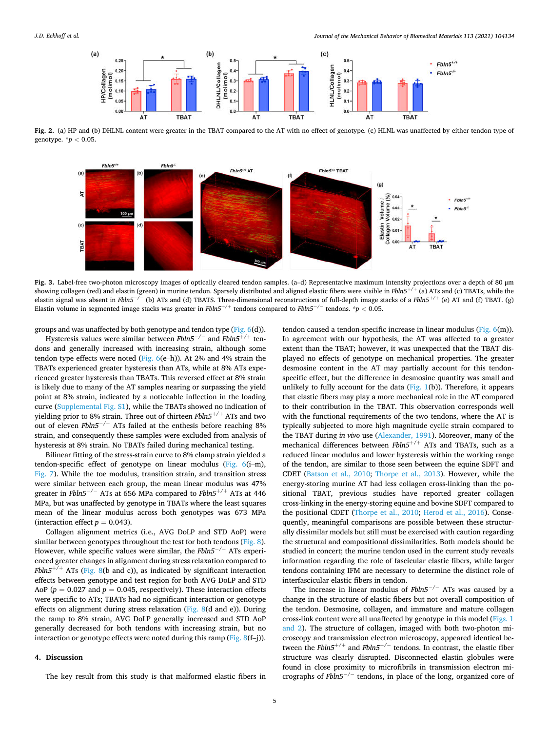Fig. 2. (a) HP and (b) DHLNL content were greater in the TBAT compared to the AT with no effect of genotype. (c) HLNL was unaffected by either tendon type of genotype. *$p < 0.05$.

Fig. 3. Label-free two-photon microscopy images of optically cleared tendon samples. (a–d) Representative maximum intensity projections over a depth of 80 μm showing collagen (red) and elastin (green) in murine tendon. Sparsely distributed and aligned elastic fibers were visible in *Fbln5*$^{+/+}$ (a) ATs and (c) TBATs, while the elastin signal was absent in *Fbln5*$^{-/-}$ (b) ATs and (d) TBATS. Three-dimensional reconstructions of full-depth image stacks of a *Fbln5*$^{+/+}$ (e) AT and (f) TBAT. (g) Elastin volume in segmented image stacks was greater in *Fbln5*$^{+/+}$ tendons compared to *Fbln5*$^{-/-}$ tendons. *$p < 0.05$.

groups and was unaffected by both genotype and tendon type (Fig. 6(d)).

Hysteresis values were similar between *Fbln5*$^{-/-}$ and *Fbln5*$^{+/+}$ tendons and generally increased with increasing strain, although some tendon type effects were noted (Fig. 6(e–h)). At 2% and 4% strain the TBATs experienced greater hysteresis than ATs, while at 8% ATs experienced greater hysteresis than TBATs. This reversed effect at 8% strain is likely due to many of the AT samples nearing or surpassing the yield point at 8% strain, indicated by a noticeable inflection in the loading curve (Supplemental Fig. S1), while the TBATs showed no indication of yielding prior to 8% strain. Three out of thirteen *Fbln5*$^{+/+}$ ATs and two out of eleven *Fbln5*$^{-/-}$ ATs failed at the enthesis before reaching 8% strain, and consequently these samples were excluded from analysis of hysteresis at 8% strain. No TBATs failed during mechanical testing.

Bilinear fitting of the stress-strain curve to 8% clamp strain yielded a tendon-specific effect of genotype on linear modulus (Fig. 6(i–m), Fig. 7). While the toe modulus, transition strain, and transition stress were similar between each group, the mean linear modulus was 47% greater in *Fbln5*$^{-/-}$ ATs at 656 MPa compared to *Fbln5*$^{+/+}$ ATs at 446 MPa, but was unaffected by genotype in TBATs where the least squares mean of the linear modulus across both genotypes was 673 MPa (interaction effect $p = 0.043$).

Collagen alignment metrics (i.e., AVG DoLP and STD AoP) were similar between genotypes throughout the test for both tendons (Fig. 8). However, while specific values were similar, the *Fbln5*$^{-/-}$ ATs experienced greater changes in alignment during stress relaxation compared to *Fbln5*$^{+/+}$ ATs (Fig. 8(b and c)), as indicated by significant interaction effects between genotype and test region for both AVG DoLP and STD AoP ($p = 0.027$ and $p = 0.045$, respectively). These interaction effects were specific to ATs; TBATs had no significant interaction or genotype effects on alignment during stress relaxation (Fig. 8(d and e)). During the ramp to 8% strain, AVG DoLP generally increased and STD AoP generally decreased for both tendons with increasing strain, but no interaction or genotype effects were noted during this ramp (Fig. 8(f–j)).

## 4. Discussion

The key result from this study is that malformed elastic fibers in tendon caused a tendon-specific increase in linear modulus (Fig. 6(m)). In agreement with our hypothesis, the AT was affected to a greater extent than the TBAT; however, it was unexpected that the TBAT displayed no effects of genotype on mechanical properties. The greater desmosine content in the AT may partially account for this tendon-specific effect, but the difference in desmosine quantity was small and unlikely to fully account for the data (Fig. 1(b)). Therefore, it appears that elastic fibers may play a more mechanical role in the AT compared to their contribution in the TBAT. This observation corresponds well with the functional requirements of the two tendons, where the AT is typically subjected to more high magnitude cyclic strain compared to the TBAT during *in vivo* use (Alexander, 1991). Moreover, many of the mechanical differences between *Fbln5*$^{+/+}$ ATs and TBATs, such as a reduced linear modulus and lower hysteresis within the working range of the tendon, are similar to those seen between the equine SDFT and CDET (Batson et al., 2010; Thorpe et al., 2013). However, while the energy-storing murine AT had less collagen cross-linking than the positional TBAT, previous studies have reported greater collagen cross-linking in the energy-storing equine and bovine SDFT compared to the positional CDET (Thorpe et al., 2010; Herod et al., 2016). Consequently, meaningful comparisons are possible between these structurally dissimilar models but still must be exercised with caution regarding the structural and compositional dissimilarities. Both models should be studied in concert; the murine tendon used in the current study reveals information regarding the role of fascicular elastic fibers, while larger tendons containing IFM are necessary to determine the distinct role of interfascicular elastic fibers in tendon.

The increase in linear modulus of *Fbln5*$^{-/-}$ ATs was caused by a change in the structure of elastic fibers but not overall composition of the tendon. Desmosine, collagen, and immature and mature collagen cross-link content were all unaffected by genotype in this model (Figs. 1 and 2). The structure of collagen, imaged with both two-photon microscopy and transmission electron microscopy, appeared identical between the *Fbln5*$^{+/+}$ and *Fbln5*$^{-/-}$ tendons. In contrast, the elastic fiber structure was clearly disrupted. Disconnected elastin globules were found in close proximity to microfibrils in transmission electron micrographs of *Fbln5*$^{-/-}$ tendons, in place of the long, organized core of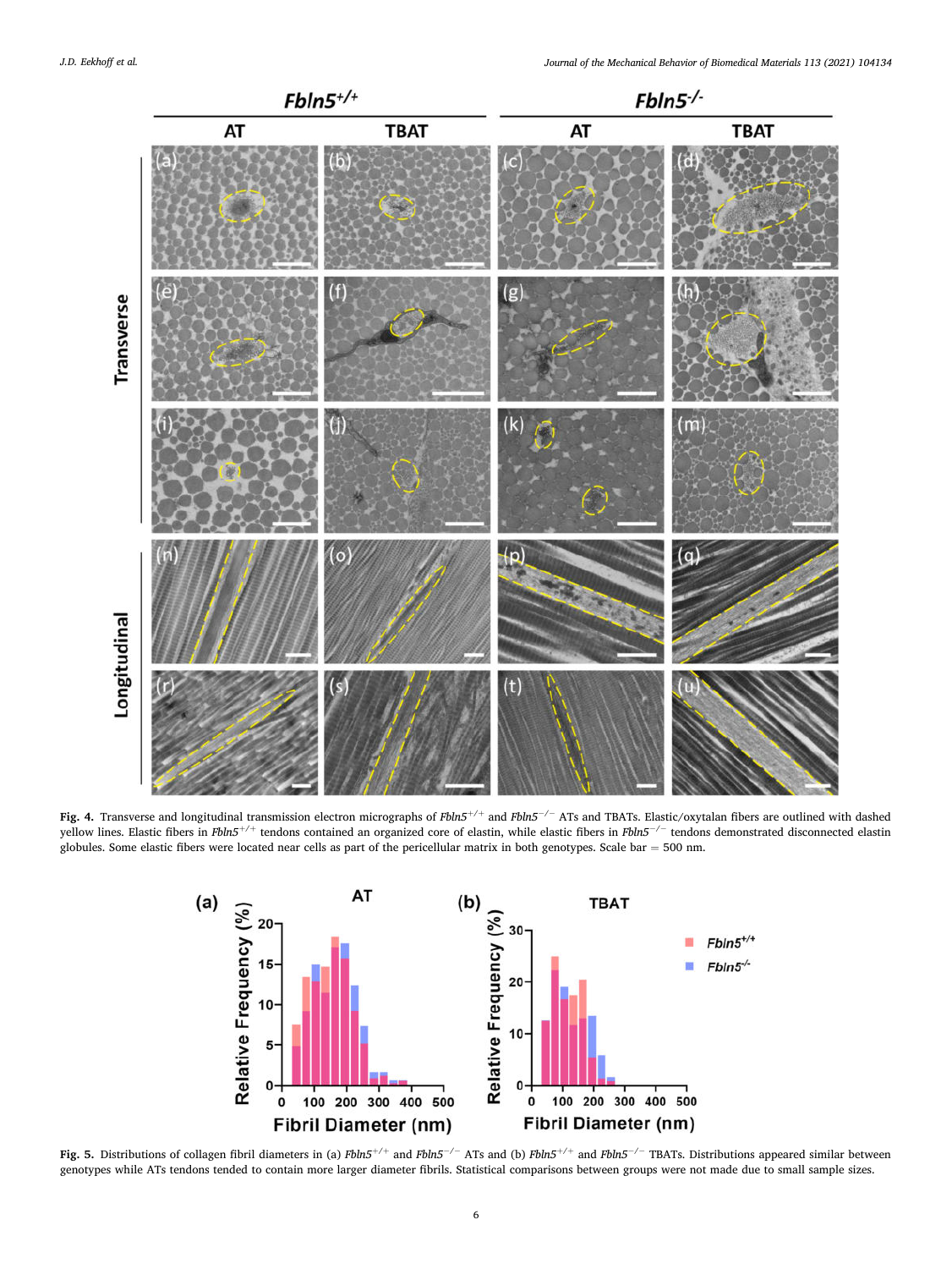**Fig. 4.** Transverse and longitudinal transmission electron micrographs of *Fbln5*$^{+/+}$ and *Fbln5*$^{-/-}$ ATs and TBATs. Elastic/oxytalan fibers are outlined with dashed yellow lines. Elastic fibers in *Fbln5*$^{+/+}$ tendons contained an organized core of elastin, while elastic fibers in *Fbln5*$^{-/-}$ tendons demonstrated disconnected elastin globules. Some elastic fibers were located near cells as part of the pericellular matrix in both genotypes. Scale bar = 500 nm.

**Fig. 5.** Distributions of collagen fibril diameters in (a) *Fbln5*$^{+/+}$ and *Fbln5*$^{-/-}$ ATs and (b) *Fbln5*$^{+/+}$ and *Fbln5*$^{-/-}$ TBATs. Distributions appeared similar between genotypes while ATs tendons tended to contain more larger diameter fibrils. Statistical comparisons between groups were not made due to small sample sizes.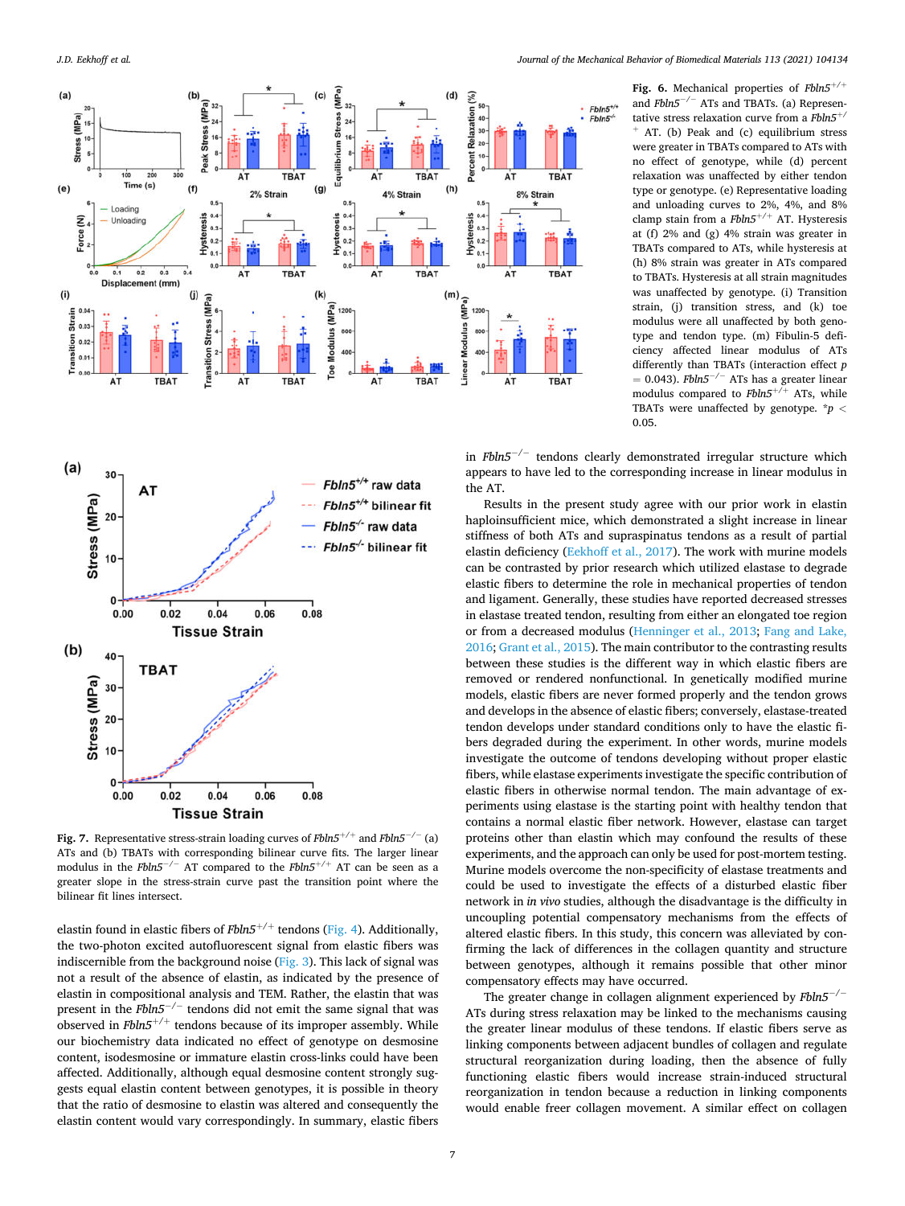**Fig. 6.** Mechanical properties of *Fbln5*$^{+/+}$ and *Fbln5*$^{-/-}$ ATs and TBATs. (a) Representative stress relaxation curve from a *Fbln5*$^{+/+}$ AT. (b) Peak and (c) equilibrium stress were greater in TBATs compared to ATs with no effect of genotype, while (d) percent relaxation was unaffected by either tendon type or genotype. (e) Representative loading and unloading curves to 2%, 4%, and 8% clamp stain from a *Fbln5*$^{+/+}$ AT. Hysteresis at (f) 2% and (g) 4% strain was greater in TBATs compared to ATs, while hysteresis at (h) 8% strain was greater in ATs compared to TBATs. Hysteresis at all strain magnitudes was unaffected by genotype. (i) Transition strain, (j) transition stress, and (k) toe modulus were all unaffected by both genotype and tendon type. (m) Fibulin-5 deficiency affected linear modulus of ATs differently than TBATs (interaction effect $p = 0.043$). *Fbln5*$^{-/-}$ ATs has a greater linear modulus compared to *Fbln5*$^{+/+}$ ATs, while TBATs were unaffected by genotype. $^*p < 0.05$.

**Fig. 7.** Representative stress-strain loading curves of *Fbln5*$^{+/+}$ and *Fbln5*$^{-/-}$ (a) ATs and (b) TBATs with corresponding bilinear curve fits. The larger linear modulus in the *Fbln5*$^{-/-}$ AT compared to the *Fbln5*$^{+/+}$ AT can be seen as a greater slope in the stress-strain curve past the transition point where the bilinear fit lines intersect.

elastin found in elastic fibers of *Fbln5*$^{+/+}$ tendons (Fig. 4). Additionally, the two-photon excited autofluorescent signal from elastic fibers was indiscernible from the background noise (Fig. 3). This lack of signal was not a result of the absence of elastin, as indicated by the presence of elastin in compositional analysis and TEM. Rather, the elastin that was present in the *Fbln5*$^{-/-}$ tendons did not emit the same signal that was observed in *Fbln5*$^{+/+}$ tendons because of its improper assembly. While our biochemistry data indicated no effect of genotype on desmosine content, isodesmosine or immature elastin cross-links could have been affected. Additionally, although equal desmosine content strongly suggests equal elastin content between genotypes, it is possible in theory that the ratio of desmosine to elastin was altered and consequently the elastin content would vary correspondingly. In summary, elastic fibers in *Fbln5*$^{-/-}$ tendons clearly demonstrated irregular structure which appears to have led to the corresponding increase in linear modulus in the AT.

Results in the present study agree with our prior work in elastin haploinsufficient mice, which demonstrated a slight increase in linear stiffness of both ATs and supraspinatus tendons as a result of partial elastin deficiency (Eekhoff et al., 2017). The work with murine models can be contrasted by prior research which utilized elastase to degrade elastic fibers to determine the role in mechanical properties of tendon and ligament. Generally, these studies have reported decreased stresses in elastase treated tendon, resulting from either an elongated toe region or from a decreased modulus (Henninger et al., 2013; Fang and Lake, 2016; Grant et al., 2015). The main contributor to the contrasting results between these studies is the different way in which elastic fibers are removed or rendered nonfunctional. In genetically modified murine models, elastic fibers are never formed properly and the tendon grows and develops in the absence of elastic fibers; conversely, elastase-treated tendon develops under standard conditions only to have the elastic fibers degraded during the experiment. In other words, murine models investigate the outcome of tendons developing without proper elastic fibers, while elastase experiments investigate the specific contribution of elastic fibers in otherwise normal tendon. The main advantage of experiments using elastase is the starting point with healthy tendon that contains a normal elastic fiber network. However, elastase can target proteins other than elastin which may confound the results of these experiments, and the approach can only be used for post-mortem testing. Murine models overcome the non-specificity of elastase treatments and could be used to investigate the effects of a disturbed elastic fiber network in *in vivo* studies, although the disadvantage is the difficulty in uncoupling potential compensatory mechanisms from the effects of altered elastic fibers. In this study, this concern was alleviated by confirming the lack of differences in the collagen quantity and structure between genotypes, although it remains possible that other minor compensatory effects may have occurred.

The greater change in collagen alignment experienced by *Fbln5*$^{-/-}$ ATs during stress relaxation may be linked to the mechanisms causing the greater linear modulus of these tendons. If elastic fibers serve as linking components between adjacent bundles of collagen and regulate structural reorganization during loading, then the absence of fully functioning elastic fibers would increase strain-induced structural reorganization in tendon because a reduction in linking components would enable freer collagen movement. A similar effect on collagen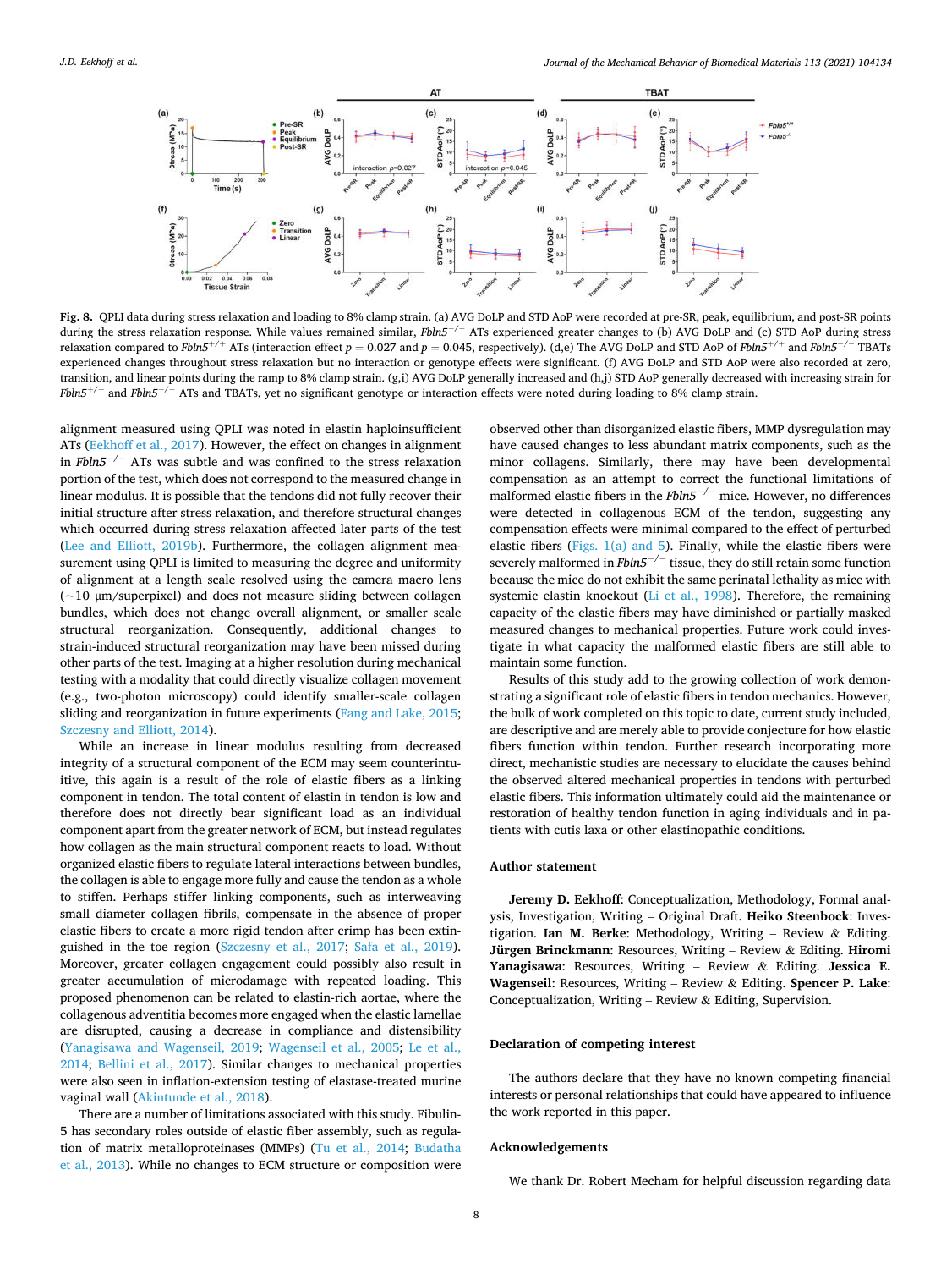**Fig. 8.** QPLI data during stress relaxation and loading to 8% clamp strain. (a) AVG DoLP and STD AoP were recorded at pre-SR, peak, equilibrium, and post-SR points during the stress relaxation response. While values remained similar, *Fbln5*$^{-/-}$ ATs experienced greater changes to (b) AVG DoLP and (c) STD AoP during stress relaxation compared to *Fbln5*$^{+/+}$ ATs (interaction effect $p = 0.027$ and $p = 0.045$, respectively). (d,e) The AVG DoLP and STD AoP of *Fbln5*$^{+/+}$ and *Fbln5*$^{-/-}$ TBATs experienced changes throughout stress relaxation but no interaction or genotype effects were significant. (f) AVG DoLP and STD AoP were also recorded at zero, transition, and linear points during the ramp to 8% clamp strain. (g,i) AVG DoLP generally increased and (h,j) STD AoP generally decreased with increasing strain for *Fbln5*$^{+/+}$ and *Fbln5*$^{-/-}$ ATs and TBATs, yet no significant genotype or interaction effects were noted during loading to 8% clamp strain.

alignment measured using QPLI was noted in elastin haploinsufficient ATs (Eekhoff et al., 2017). However, the effect on changes in alignment in *Fbln5*$^{-/-}$ ATs was subtle and was confined to the stress relaxation portion of the test, which does not correspond to the measured change in linear modulus. It is possible that the tendons did not fully recover their initial structure after stress relaxation, and therefore structural changes which occurred during stress relaxation affected later parts of the test (Lee and Elliott, 2019b). Furthermore, the collagen alignment measurement using QPLI is limited to measuring the degree and uniformity of alignment at a length scale resolved using the camera macro lens (~10 μm/superpixel) and does not measure sliding between collagen bundles, which does not change overall alignment, or smaller scale structural reorganization. Consequently, additional changes to strain-induced structural reorganization may have been missed during other parts of the test. Imaging at a higher resolution during mechanical testing with a modality that could directly visualize collagen movement (e.g., two-photon microscopy) could identify smaller-scale collagen sliding and reorganization in future experiments (Fang and Lake, 2015; Szczesny and Elliott, 2014).

While an increase in linear modulus resulting from decreased integrity of a structural component of the ECM may seem counterintuitive, this again is a result of the role of elastic fibers as a linking component in tendon. The total content of elastin in tendon is low and therefore does not directly bear significant load as an individual component apart from the greater network of ECM, but instead regulates how collagen as the main structural component reacts to load. Without organized elastic fibers to regulate lateral interactions between bundles, the collagen is able to engage more fully and cause the tendon as a whole to stiffen. Perhaps stiffer linking components, such as interweaving small diameter collagen fibrils, compensate in the absence of proper elastic fibers to create a more rigid tendon after crimp has been extinguished in the toe region (Szczesny et al., 2017; Safa et al., 2019). Moreover, greater collagen engagement could possibly also result in greater accumulation of microdamage with repeated loading. This proposed phenomenon can be related to elastin-rich aortae, where the collagenous adventitia becomes more engaged when the elastic lamellae are disrupted, causing a decrease in compliance and distensibility (Yanagisawa and Wagenseil, 2019; Wagenseil et al., 2005; Le et al., 2014; Bellini et al., 2017). Similar changes to mechanical properties were also seen in inflation-extension testing of elastase-treated murine vaginal wall (Akintunde et al., 2018).

There are a number of limitations associated with this study. Fibulin-5 has secondary roles outside of elastic fiber assembly, such as regulation of matrix metalloproteinases (MMPs) (Tu et al., 2014; Budatha et al., 2013). While no changes to ECM structure or composition were observed other than disorganized elastic fibers, MMP dysregulation may have caused changes to less abundant matrix components, such as the minor collagens. Similarly, there may have been developmental compensation as an attempt to correct the functional limitations of malformed elastic fibers in the *Fbln5*$^{-/-}$ mice. However, no differences were detected in collagenous ECM of the tendon, suggesting any compensation effects were minimal compared to the effect of perturbed elastic fibers (Figs. 1(a) and 5). Finally, while the elastic fibers were severely malformed in *Fbln5*$^{-/-}$ tissue, they do still retain some function because the mice do not exhibit the same perinatal lethality as mice with systemic elastin knockout (Li et al., 1998). Therefore, the remaining capacity of the elastic fibers may have diminished or partially masked measured changes to mechanical properties. Future work could investigate in what capacity the malformed elastic fibers are still able to maintain some function.

Results of this study add to the growing collection of work demonstrating a significant role of elastic fibers in tendon mechanics. However, the bulk of work completed on this topic to date, current study included, are descriptive and are merely able to provide conjecture for how elastic fibers function within tendon. Further research incorporating more direct, mechanistic studies are necessary to elucidate the causes behind the observed altered mechanical properties in tendons with perturbed elastic fibers. This information ultimately could aid the maintenance or restoration of healthy tendon function in aging individuals and in patients with cutis laxa or other elastinopathic conditions.

## Author statement

**Jeremy D. Eekhoff**: Conceptualization, Methodology, Formal analysis, Investigation, Writing – Original Draft. **Heiko Steenbock**: Investigation. **Ian M. Berke**: Methodology, Writing – Review & Editing. **Jürgen Brinckmann**: Resources, Writing – Review & Editing. **Hiromi Yanagisawa**: Resources, Writing – Review & Editing. **Jessica E. Wagenseil**: Resources, Writing – Review & Editing. **Spencer P. Lake**: Conceptualization, Writing – Review & Editing, Supervision.

## Declaration of competing interest

The authors declare that they have no known competing financial interests or personal relationships that could have appeared to influence the work reported in this paper.

## Acknowledgements

We thank Dr. Robert Mecham for helpful discussion regarding data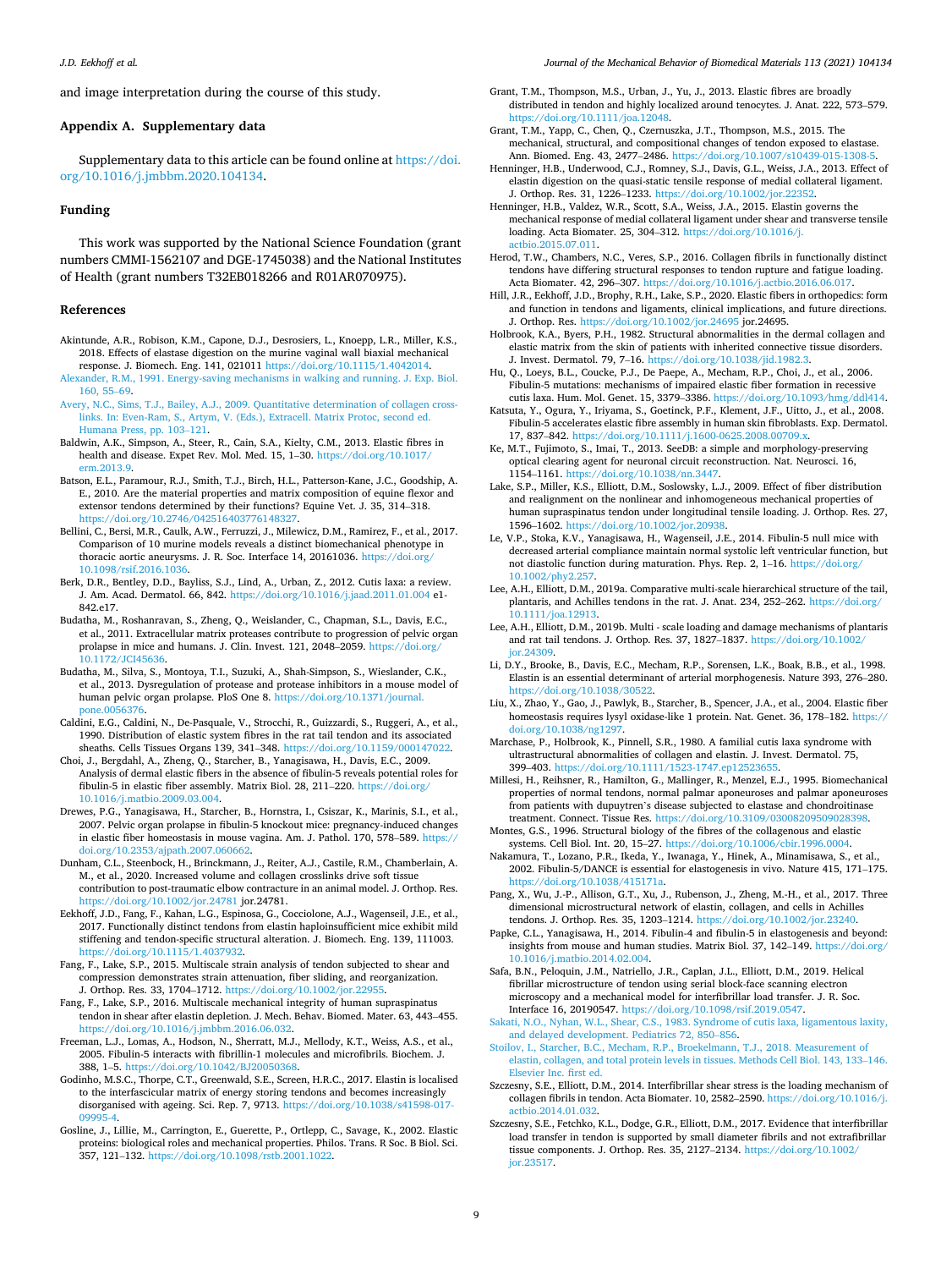and image interpretation during the course of this study.

## Appendix A. Supplementary data

Supplementary data to this article can be found online at https://doi.org/10.1016/j.jmbbm.2020.104134.

## Funding

This work was supported by the National Science Foundation (grant numbers CMMI-1562107 and DGE-1745038) and the National Institutes of Health (grant numbers T32EB018266 and R01AR070975).

## References

Akintunde, A.R., Robison, K.M., Capone, D.J., Desrosiers, L., Knoepp, L.R., Miller, K.S., 2018. Effects of elastase digestion on the murine vaginal wall biaxial mechanical response. J. Biomech. Eng. 141, 021011 https://doi.org/10.1115/1.4042014.

Alexander, R.M., 1991. Energy-saving mechanisms in walking and running. J. Exp. Biol. 160, 55–69.

Avery, N.C., Sims, T.J., Bailey, A.J., 2009. Quantitative determination of collagen cross-links. In: Even-Ram, S., Artym, V. (Eds.), Extracell. Matrix Protoc, second ed. Humana Press, pp. 103–121.

Baldwin, A.K., Simpson, A., Steer, R., Cain, S.A., Kielty, C.M., 2013. Elastic fibres in health and disease. Expet Rev. Mol. Med. 15, 1–30. https://doi.org/10.1017/erm.2013.9.

Batson, E.L., Paramour, R.J., Smith, T.J., Birch, H.L., Patterson-Kane, J.C., Goodship, A.E., 2010. Are the material properties and matrix composition of equine flexor and extensor tendons determined by their functions? Equine Vet. J. 35, 314–318. https://doi.org/10.2746/042516403776148327.

Bellini, C., Bersi, M.R., Caulk, A.W., Ferruzzi, J., Milewicz, D.M., Ramirez, F., et al., 2017. Comparison of 10 murine models reveals a distinct biomechanical phenotype in thoracic aortic aneurysms. J. R. Soc. Interface 14, 20161036. https://doi.org/10.1098/rsif.2016.1036.

Berk, D.R., Bentley, D.D., Bayliss, S.J., Lind, A., Urban, Z., 2012. Cutis laxa: a review. J. Am. Acad. Dermatol. 66, 842. https://doi.org/10.1016/j.jaad.2011.01.004 e1-842.e17.

Budatha, M., Roshanravan, S., Zheng, Q., Weislander, C., Chapman, S.L., Davis, E.C., et al., 2011. Extracellular matrix proteases contribute to progression of pelvic organ prolapse in mice and humans. J. Clin. Invest. 121, 2048–2059. https://doi.org/10.1172/JCI45636.

Budatha, M., Silva, S., Montoya, T.I., Suzuki, A., Shah-Simpson, S., Wieslander, C.K., et al., 2013. Dysregulation of protease and protease inhibitors in a mouse model of human pelvic organ prolapse. PloS One 8. https://doi.org/10.1371/journal.pone.0056376.

Caldini, E.G., Caldini, N., De-Pasquale, V., Strocchi, R., Guizzardi, S., Ruggeri, A., et al., 1990. Distribution of elastic system fibres in the rat tail tendon and its associated sheaths. Cells Tissues Organs 139, 341–348. https://doi.org/10.1159/000147022.

Choi, J., Bergdahl, A., Zheng, Q., Starcher, B., Yanagisawa, H., Davis, E.C., 2009. Analysis of dermal elastic fibers in the absence of fibulin-5 reveals potential roles for fibulin-5 in elastic fiber assembly. Matrix Biol. 28, 211–220. https://doi.org/10.1016/j.matbio.2009.03.004.

Drewes, P.G., Yanagisawa, H., Starcher, B., Hornstra, I., Csiszar, K., Marinis, S.I., et al., 2007. Pelvic organ prolapse in fibulin-5 knockout mice: pregnancy-induced changes in elastic fiber homeostasis in mouse vagina. Am. J. Pathol. 170, 578–589. https://doi.org/10.2353/ajpath.2007.060662.

Dunham, C.L., Steenbock, H., Brinckmann, J., Reiter, A.J., Castile, R.M., Chamberlain, A.M., et al., 2020. Increased volume and collagen crosslinks drive soft tissue contribution to post-traumatic elbow contracture in an animal model. J. Orthop. Res. https://doi.org/10.1002/jor.24781 jor.24781.

Eekhoff, J.D., Fang, F., Kahan, L.G., Espinosa, G., Cocciolone, A.J., Wagenseil, J.E., et al., 2017. Functionally distinct tendons from elastin haploinsufficient mice exhibit mild stiffening and tendon-specific structural alteration. J. Biomech. Eng. 139, 111003. https://doi.org/10.1115/1.4037932.

Fang, F., Lake, S.P., 2015. Multiscale strain analysis of tendon subjected to shear and compression demonstrates strain attenuation, fiber sliding, and reorganization. J. Orthop. Res. 33, 1704–1712. https://doi.org/10.1002/jor.22955.

Fang, F., Lake, S.P., 2016. Multiscale mechanical integrity of human supraspinatus tendon in shear after elastin depletion. J. Mech. Behav. Biomed. Mater. 63, 443–455. https://doi.org/10.1016/j.jmbbm.2016.06.032.

Freeman, L.J., Lomas, A., Hodson, N., Sherratt, M.J., Mellody, K.T., Weiss, A.S., et al., 2005. Fibulin-5 interacts with fibrillin-1 molecules and microfibrils. Biochem. J. 388, 1–5. https://doi.org/10.1042/BJ20050368.

Godinho, M.S.C., Thorpe, C.T., Greenwald, S.E., Screen, H.R.C., 2017. Elastin is localised to the interfascicular matrix of energy storing tendons and becomes increasingly disorganised with ageing. Sci. Rep. 7, 9713. https://doi.org/10.1038/s41598-017-09995-4.

Gosline, J., Lillie, M., Carrington, E., Guerette, P., Ortlepp, C., Savage, K., 2002. Elastic proteins: biological roles and mechanical properties. Philos. Trans. R Soc. B Biol. Sci. 357, 121–132. https://doi.org/10.1098/rstb.2001.1022.

Grant, T.M., Thompson, M.S., Urban, J., Yu, J., 2013. Elastic fibres are broadly distributed in tendon and highly localized around tenocytes. J. Anat. 222, 573–579. https://doi.org/10.1111/joa.12048.

Grant, T.M., Yapp, C., Chen, Q., Czernuszka, J.T., Thompson, M.S., 2015. The mechanical, structural, and compositional changes of tendon exposed to elastase. Ann. Biomed. Eng. 43, 2477–2486. https://doi.org/10.1007/s10439-015-1308-5.

Henninger, H.B., Underwood, C.J., Romney, S.J., Davis, G.L., Weiss, J.A., 2013. Effect of elastin digestion on the quasi-static tensile response of medial collateral ligament. J. Orthop. Res. 31, 1226–1233. https://doi.org/10.1002/jor.22352.

Henninger, H.B., Valdez, W.R., Scott, S.A., Weiss, J.A., 2015. Elastin governs the mechanical response of medial collateral ligament under shear and transverse tensile loading. Acta Biomater. 25, 304–312. https://doi.org/10.1016/j.actbio.2015.07.011.

Herod, T.W., Chambers, N.C., Veres, S.P., 2016. Collagen fibrils in functionally distinct tendons have differing structural responses to tendon rupture and fatigue loading. Acta Biomater. 42, 296–307. https://doi.org/10.1016/j.actbio.2016.06.017.

Hill, J.R., Eekhoff, J.D., Brophy, R.H., Lake, S.P., 2020. Elastic fibers in orthopedics: form and function in tendons and ligaments, clinical implications, and future directions. J. Orthop. Res. https://doi.org/10.1002/jor.24695 jor.24695.

Holbrook, K.A., Byers, P.H., 1982. Structural abnormalities in the dermal collagen and elastic matrix from the skin of patients with inherited connective tissue disorders. J. Invest. Dermatol. 79, 7–16. https://doi.org/10.1038/jid.1982.3.

Hu, Q., Loeys, B.L., Coucke, P.J., De Paepe, A., Mecham, R.P., Choi, J., et al., 2006. Fibulin-5 mutations: mechanisms of impaired elastic fiber formation in recessive cutis laxa. Hum. Mol. Genet. 15, 3379–3386. https://doi.org/10.1093/hmg/ddl414.

Katsuta, Y., Ogura, Y., Iriyama, S., Goetinck, P.F., Klement, J.F., Uitto, J., et al., 2008. Fibulin-5 accelerates elastic fibre assembly in human skin fibroblasts. Exp. Dermatol. 17, 837–842. https://doi.org/10.1111/j.1600-0625.2008.00709.x.

Ke, M.T., Fujimoto, S., Imai, T., 2013. SeeDB: a simple and morphology-preserving optical clearing agent for neuronal circuit reconstruction. Nat. Neurosci. 16, 1154–1161. https://doi.org/10.1038/nn.3447.

Lake, S.P., Miller, K.S., Elliott, D.M., Soslowsky, L.J., 2009. Effect of fiber distribution and realignment on the nonlinear and inhomogeneous mechanical properties of human supraspinatus tendon under longitudinal tensile loading. J. Orthop. Res. 27, 1596–1602. https://doi.org/10.1002/jor.20938.

Le, V.P., Stoka, K.V., Yanagisawa, H., Wagenseil, J.E., 2014. Fibulin-5 null mice with decreased arterial compliance maintain normal systolic left ventricular function, but not diastolic function during maturation. Phys. Rep. 2, 1–16. https://doi.org/10.1002/phy2.257.

Lee, A.H., Elliott, D.M., 2019a. Comparative multi-scale hierarchical structure of the tail, plantaris, and Achilles tendons in the rat. J. Anat. 234, 252–262. https://doi.org/10.1111/joa.12913.

Lee, A.H., Elliott, D.M., 2019b. Multi - scale loading and damage mechanisms of plantaris and rat tail tendons. J. Orthop. Res. 37, 1827–1837. https://doi.org/10.1002/jor.24309.

Li, D.Y., Brooke, B., Davis, E.C., Mecham, R.P., Sorensen, L.K., Boak, B.B., et al., 1998. Elastin is an essential determinant of arterial morphogenesis. Nature 393, 276–280. https://doi.org/10.1038/30522.

Liu, X., Zhao, Y., Gao, J., Pawlyk, B., Starcher, B., Spencer, J.A., et al., 2004. Elastic fiber homeostasis requires lysyl oxidase-like 1 protein. Nat. Genet. 36, 178–182. https://doi.org/10.1038/ng1297.

Marchase, P., Holbrook, K., Pinnell, S.R., 1980. A familial cutis laxa syndrome with ultrastructural abnormalities of collagen and elastin. J. Invest. Dermatol. 75, 399–403. https://doi.org/10.1111/1523-1747.ep12523655.

Millesi, H., Reihsner, R., Hamilton, G., Mallinger, R., Menzel, E.J., 1995. Biomechanical properties of normal tendons, normal palmar aponeuroses and palmar aponeuroses from patients with dupuytren's disease subjected to elastase and chondroitinase treatment. Connect. Tissue Res. https://doi.org/10.3109/03008209509028398.

Montes, G.S., 1996. Structural biology of the fibres of the collagenous and elastic systems. Cell Biol. Int. 20, 15–27. https://doi.org/10.1006/cbir.1996.0004.

Nakamura, T., Lozano, P.R., Ikeda, Y., Iwanaga, Y., Hinek, A., Minamisawa, S., et al., 2002. Fibulin-5/DANCE is essential for elastogenesis in vivo. Nature 415, 171–175. https://doi.org/10.1038/415171a.

Pang, X., Wu, J.-P., Allison, G.T., Xu, J., Rubenson, J., Zheng, M.-H., et al., 2017. Three dimensional microstructural network of elastin, collagen, and cells in Achilles tendons. J. Orthop. Res. 35, 1203–1214. https://doi.org/10.1002/jor.23240.

Papke, C.L., Yanagisawa, H., 2014. Fibulin-4 and fibulin-5 in elastogenesis and beyond: insights from mouse and human studies. Matrix Biol. 37, 142–149. https://doi.org/10.1016/j.matbio.2014.02.004.

Safa, B.N., Peloquin, J.M., Natriello, J.R., Caplan, J.L., Elliott, D.M., 2019. Helical fibrillar microstructure of tendon using serial block-face scanning electron microscopy and a mechanical model for interfibrillar load transfer. J. R. Soc. Interface 16, 20190547. https://doi.org/10.1098/rsif.2019.0547.

Sakati, N.O., Nyhan, W.L., Shear, C.S., 1983. Syndrome of cutis laxa, ligamentous laxity, and delayed development. Pediatrics 72, 850–856.

Stoilov, I., Starcher, B.C., Mecham, R.P., Broekelmann, T.J., 2018. Measurement of elastin, collagen, and total protein levels in tissues. Methods Cell Biol. 143, 133–146. Elsevier Inc. first ed.

Szczesny, S.E., Elliott, D.M., 2014. Interfibrillar shear stress is the loading mechanism of collagen fibrils in tendon. Acta Biomater. 10, 2582–2590. https://doi.org/10.1016/j.actbio.2014.01.032.

Szczesny, S.E., Fetchko, K.L., Dodge, G.R., Elliott, D.M., 2017. Evidence that interfibrillar load transfer in tendon is supported by small diameter fibrils and not extrafibrillar tissue components. J. Orthop. Res. 35, 2127–2134. https://doi.org/10.1002/jor.23517.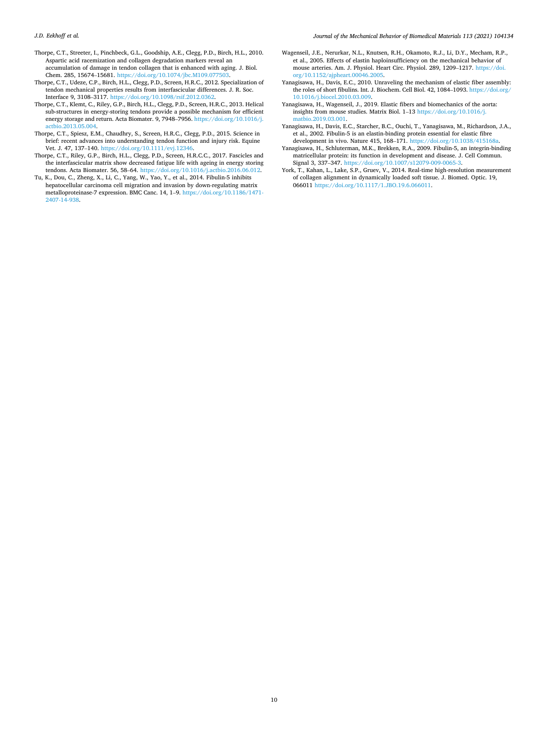Thorpe, C.T., Streeter, I., Pinchbeck, G.L., Goodship, A.E., Clegg, P.D., Birch, H.L., 2010. Aspartic acid racemization and collagen degradation markers reveal an accumulation of damage in tendon collagen that is enhanced with aging. J. Biol. Chem. 285, 15674–15681. https://doi.org/10.1074/jbc.M109.077503.

Thorpe, C.T., Udeze, C.P., Birch, H.L., Clegg, P.D., Screen, H.R.C., 2012. Specialization of tendon mechanical properties results from interfascicular differences. J. R. Soc. Interface 9, 3108–3117. https://doi.org/10.1098/rsif.2012.0362.

Thorpe, C.T., Klemt, C., Riley, G.P., Birch, H.L., Clegg, P.D., Screen, H.R.C., 2013. Helical sub-structures in energy-storing tendons provide a possible mechanism for efficient energy storage and return. Acta Biomater. 9, 7948–7956. https://doi.org/10.1016/j.actbio.2013.05.004.

Thorpe, C.T., Spiesz, E.M., Chaudhry, S., Screen, H.R.C., Clegg, P.D., 2015. Science in brief: recent advances into understanding tendon function and injury risk. Equine Vet. J. 47, 137–140. https://doi.org/10.1111/evj.12346.

Thorpe, C.T., Riley, G.P., Birch, H.L., Clegg, P.D., Screen, H.R.C.C., 2017. Fascicles and the interfascicular matrix show decreased fatigue life with ageing in energy storing tendons. Acta Biomater. 56, 58–64. https://doi.org/10.1016/j.actbio.2016.06.012.

Tu, K., Dou, C., Zheng, X., Li, C., Yang, W., Yao, Y., et al., 2014. Fibulin-5 inhibits hepatocellular carcinoma cell migration and invasion by down-regulating matrix metalloproteinase-7 expression. BMC Canc. 14, 1–9. https://doi.org/10.1186/1471-2407-14-938.

Wagenseil, J.E., Nerurkar, N.L., Knutsen, R.H., Okamoto, R.J., Li, D.Y., Mecham, R.P., et al., 2005. Effects of elastin haploinsufficiency on the mechanical behavior of mouse arteries. Am. J. Physiol. Heart Circ. Physiol. 289, 1209–1217. https://doi.org/10.1152/ajpheart.00046.2005.

Yanagisawa, H., Davis, E.C., 2010. Unraveling the mechanism of elastic fiber assembly: the roles of short fibulins. Int. J. Biochem. Cell Biol. 42, 1084–1093. https://doi.org/10.1016/j.biocel.2010.03.009.

Yanagisawa, H., Wagenseil, J., 2019. Elastic fibers and biomechanics of the aorta: insights from mouse studies. Matrix Biol. 1–13 https://doi.org/10.1016/j.matbio.2019.03.001.

Yanagisawa, H., Davis, E.C., Starcher, B.C., Ouchi, T., Yanagisawa, M., Richardson, J.A., et al., 2002. Fibulin-5 is an elastin-binding protein essential for elastic fibre development in vivo. Nature 415, 168–171. https://doi.org/10.1038/415168a.

Yanagisawa, H., Schluterman, M.K., Brekken, R.A., 2009. Fibulin-5, an integrin-binding matricellular protein: its function in development and disease. J. Cell Commun. Signal 3, 337–347. https://doi.org/10.1007/s12079-009-0065-3.

York, T., Kahan, L., Lake, S.P., Gruev, V., 2014. Real-time high-resolution measurement of collagen alignment in dynamically loaded soft tissue. J. Biomed. Optic. 19, 066011 https://doi.org/10.1117/1.JBO.19.6.066011.